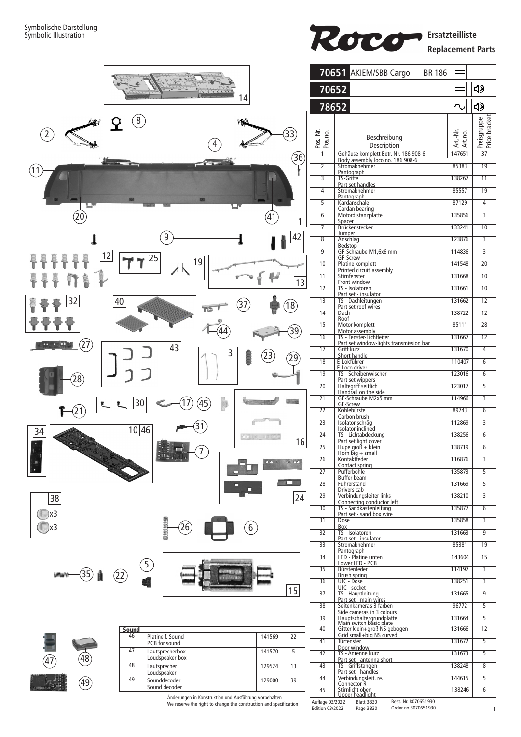Symbolische Darstellung
Symbolic Illustration

**Roco** Ersatzteilliste
Replacement Parts

| 70651 | AKIEM/SBB Cargo BR 186 | = | |
|---|---|---|---|
| 70652 | | = | 🔊 |
| 78652 | | ∿ | 🔊 |

| Pos. Nr. Pos.no. | Beschreibung Description | Art.-Nr. Art.no. | Preisgruppe Price bracket |
|---|---|---|---|
| 1 | Gehäuse komplett Betr. Nr. 186 908-6<br>Body assembly loco no. 186 908-6 | 147651 | 37 |
| 2 | Stromabnehmer<br>Pantograph | 85383 | 19 |
| 3 | TS-Griffe<br>Part set-handles | 138267 | 11 |
| 4 | Stromabnehmer<br>Pantograph | 85557 | 19 |
| 5 | Kardanschale<br>Cardan bearing | 87129 | 4 |
| 6 | Motordistanzplatte<br>Spacer | 135856 | 3 |
| 7 | Brückenstecker<br>Jumper | 133241 | 10 |
| 8 | Anschlag<br>Bedstop | 123876 | 3 |
| 9 | GF-Schraube M1,6x6 mm<br>GF-Screw | 114836 | 3 |
| 10 | Platine komplett<br>Printed circuit assembly | 141548 | 20 |
| 11 | Stirnfenster<br>Front window | 131668 | 10 |
| 12 | TS - Isolatoren<br>Part set - insulator | 131661 | 10 |
| 13 | TS - Dachleitungen<br>Part set roof wires | 131662 | 12 |
| 14 | Dach<br>Roof | 138722 | 12 |
| 15 | Motor komplett<br>Motor assembly | 85111 | 28 |
| 16 | TS - Fenster-Lichtleiter<br>Part set window-lights transmission bar | 131667 | 12 |
| 17 | Griff kurz<br>Short handle | 131670 | 4 |
| 18 | E-Lokführer<br>E-Loco driver | 110407 | 6 |
| 19 | TS - Scheibenwischer<br>Part set wippers | 123016 | 6 |
| 20 | Haltegriff seitlich<br>Handrail on the side | 123017 | 5 |
| 21 | GF-Schraube M2x5 mm<br>GF-Screw | 114966 | 3 |
| 22 | Kohlebürste<br>Carbon brush | 89743 | 6 |
| 23 | Isolator schräg<br>Isolator inclined | 112869 | 3 |
| 24 | TS - Lichtabdeckung<br>Part set light cover | 138256 | 6 |
| 25 | Hupe groß + klein<br>Horn big + small | 138719 | 6 |
| 26 | Kontaktfeder<br>Contact spring | 116876 | 3 |
| 27 | Pufferbohle<br>Buffer beam | 135873 | 5 |
| 28 | Führerstand<br>Drivers cab | 131669 | 5 |
| 29 | Verbindungsleiter links<br>Connecting conductor left | 138210 | 3 |
| 30 | TS - Sandkastenleitung<br>Part set - sand box wire | 135877 | 6 |
| 31 | Dose<br>Box | 135858 | 3 |
| 32 | TS - Isolatoren<br>Part set - insulator | 131663 | 9 |
| 33 | Stromabnehmer<br>Pantograph | 85381 | 19 |
| 34 | LED - Platine unten<br>Lower LED - PCB | 143604 | 15 |
| 35 | Bürstenfeder<br>Brush spring | 114197 | 3 |
| 36 | UIC - Dose<br>UIC - socket | 138251 | 3 |
| 37 | TS - Hauptleitung<br>Part set - main wires | 131665 | 9 |
| 38 | Seitenkameras 3 farben<br>Side cameras in 3 colours | 96772 | 5 |
| 39 | Hauptschaltergrundplatte<br>Main switch basic plate | 131664 | 5 |
| 40 | Gitter klein+groß NS gebogen<br>Grid small+big NS curved | 131666 | 12 |
| 41 | Türfenster<br>Door window | 131672 | 5 |
| 42 | TS - Antenne kurz<br>Part set - antenna short | 131673 | 5 |
| 43 | TS - Griffstangen<br>Part set - handles | 138248 | 8 |
| 44 | Verbindungsleit. re.<br>Connector R | 144615 | 5 |
| 45 | Stirnlicht oben<br>Upper headlight | 138246 | 6 |

| Sound | | | |
|---|---|---|---|
| 46 | Platine f. Sound<br>PCB for sound | 141569 | 22 |
| 47 | Lautsprecherbox<br>Loudspeaker box | 141570 | 5 |
| 48 | Lautsprecher<br>Loudspeaker | 129524 | 13 |
| 49 | Sounddecoder<br>Sound decoder | 129000 | 39 |

Änderungen in Konstruktion und Ausführung vorbehalten
We reserve the right to change the construction and specification

Auflage 03/2022 Blatt 3830 Best. Nr. 8070651930
Edition 03/2022 Page 3830 Order no 8070651930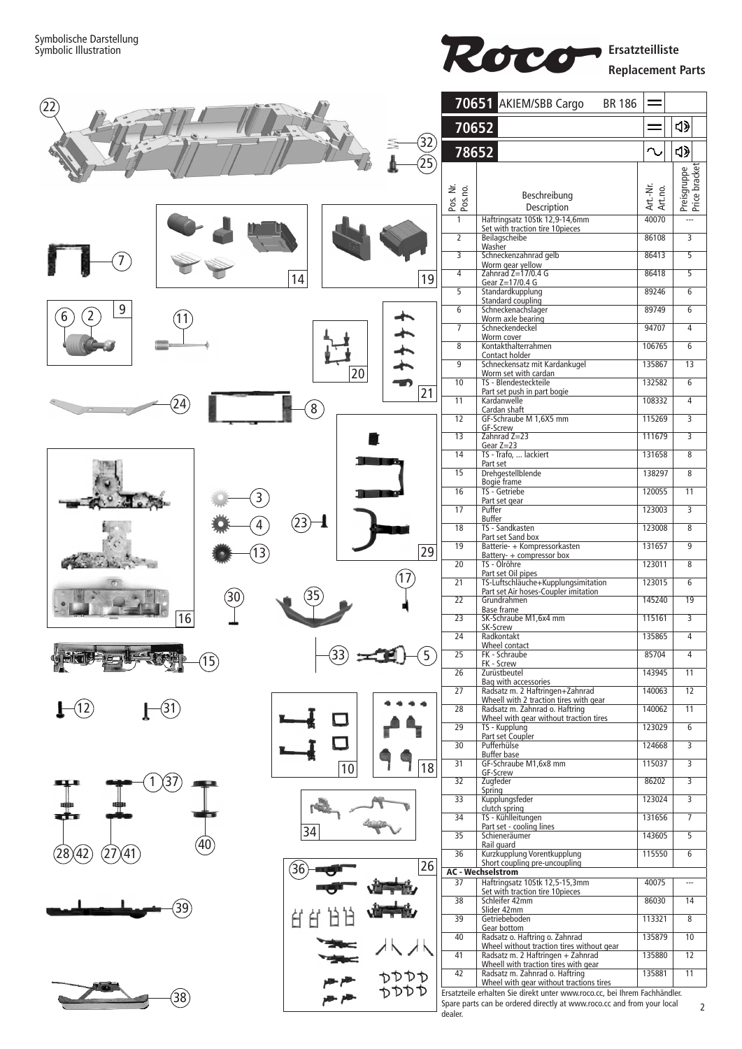Symbolische Darstellung
Symbolic Illustration

**Roco** Ersatzteilliste
Replacement Parts

| | | | |
|---|---|---|---|
| **70651** AKIEM/SBB Cargo BR 186 | | = | |
| **70652** | | = | 🔊 |
| **78652** | | ∿ | 🔊 |

| Pos. Nr. Pos.no. | Beschreibung Description | Art.-Nr. Art.no. | Preisgruppe Price bracket |
|---|---|---|---|
| 1 | Haftringsatz 10Stk 12,9-14,6mm<br>Set with traction tire 10pieces | 40070 | --- |
| 2 | Beilagscheibe<br>Washer | 86108 | 3 |
| 3 | Schneckenzahnrad gelb<br>Worm gear yellow | 86413 | 5 |
| 4 | Zahnrad Z=17/0.4 G<br>Gear Z=17/0.4 G | 86418 | 5 |
| 5 | Standardkupplung<br>Standard coupling | 89246 | 6 |
| 6 | Schneckenachslager<br>Worm axle bearing | 89749 | 6 |
| 7 | Schneckendeckel<br>Worm cover | 94707 | 4 |
| 8 | Kontakthalterrahmen<br>Contact holder | 106765 | 6 |
| 9 | Schneckensatz mit Kardankugel<br>Worm set with cardan | 135867 | 13 |
| 10 | TS - Blendesteckteile<br>Part set push in part bogie | 132582 | 6 |
| 11 | Kardanwelle<br>Cardan shaft | 108332 | 4 |
| 12 | GF-Schraube M 1,6X5 mm<br>GF-Screw | 115269 | 3 |
| 13 | Zahnrad Z=23<br>Gear Z=23 | 111679 | 3 |
| 14 | TS - Trafo, ... lackiert<br>Part set | 131658 | 8 |
| 15 | Drehgestellblende<br>Bogie frame | 138297 | 8 |
| 16 | TS - Getriebe<br>Part set gear | 120055 | 11 |
| 17 | Puffer<br>Buffer | 123003 | 3 |
| 18 | TS - Sandkasten<br>Part set Sand box | 123008 | 8 |
| 19 | Batterie- + Kompressorkasten<br>Battery- + compressor box | 131657 | 9 |
| 20 | TS - Ölröhre<br>Part set Oil pipes | 123011 | 8 |
| 21 | TS-Luftschläuche+Kupplungsimitation<br>Part set Air hoses-Coupler imitation | 123015 | 6 |
| 22 | Grundrahmen<br>Base frame | 145240 | 19 |
| 23 | SK-Schraube M1,6x4 mm<br>SK-Screw | 115161 | 3 |
| 24 | Radkontakt<br>Wheel contact | 135865 | 4 |
| 25 | FK - Schraube<br>FK - Screw | 85704 | 4 |
| 26 | Zurüstbeutel<br>Bag with accessories | 143945 | 11 |
| 27 | Radsatz m. 2 Haftringen+Zahnrad<br>Wheell with 2 traction tires with gear | 140063 | 12 |
| 28 | Radsatz m. Zahnrad o. Haftring<br>Wheel with gear without traction tires | 140062 | 11 |
| 29 | TS - Kupplung<br>Part set Coupler | 123029 | 6 |
| 30 | Pufferhülse<br>Buffer base | 124668 | 3 |
| 31 | GF-Schraube M1,6x8 mm<br>GF-Screw | 115037 | 3 |
| 32 | Zugfeder<br>Spring | 86202 | 3 |
| 33 | Kupplungsfeder<br>clutch spring | 123024 | 3 |
| 34 | TS - Kühlleitungen<br>Part set - cooling lines | 131656 | 7 |
| 35 | Schienenräumer<br>Rail guard | 143605 | 5 |
| 36 | Kurzkupplung Vorentkupplung<br>Short coupling pre-uncoupling | 115550 | 6 |
| **AC - Wechselstrom** | | | |
| 37 | Haftringsatz 10Stk 12,5-15,3mm<br>Set with traction tire 10pieces | 40075 | --- |
| 38 | Schleifer 42mm<br>Slider 42mm | 86030 | 14 |
| 39 | Getriebeboden<br>Gear bottom | 113321 | 8 |
| 40 | Radsatz o. Haftring o. Zahnrad<br>Wheel without traction tires without gear | 135879 | 10 |
| 41 | Radsatz m. 2 Haftringen + Zahnrad<br>Wheell with traction tires with gear | 135880 | 12 |
| 42 | Radsatz m. Zahnrad o. Haftring<br>Wheel with gear without tractions tires | 135881 | 11 |

Ersatzteile erhalten Sie direkt unter www.roco.cc, bei Ihrem Fachhändler.
Spare parts can be ordered directly at www.roco.cc and from your local dealer.